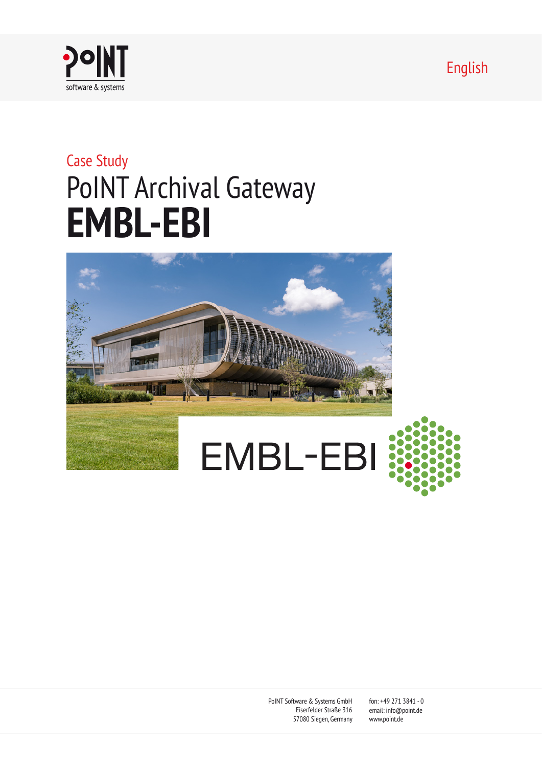English

Case Study

# PoINT Archival Gateway
# EMBL-EBI

PoINT Software & Systems GmbH
Eiserfelder Straße 316
57080 Siegen, Germany

fon: +49 271 3841 - 0
email: info@point.de
www.point.de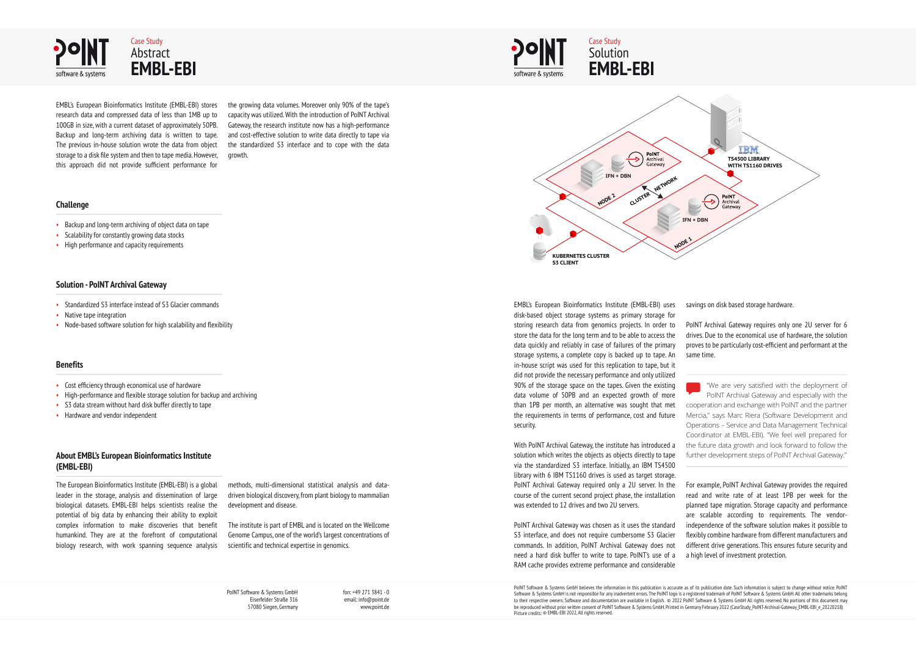# Case Study Abstract EMBL-EBI

EMBL's European Bioinformatics Institute (EMBL-EBI) stores research data and compressed data of less than 1MB up to 100GB in size, with a current dataset of approximately 50PB. Backup and long-term archiving data is written to tape. The previous in-house solution wrote the data from object storage to a disk file system and then to tape media. However, this approach did not provide sufficient performance for the growing data volumes. Moreover only 90% of the tape's capacity was utilized. With the introduction of PoINT Archival Gateway, the research institute now has a high-performance and cost-effective solution to write data directly to tape via the standardized S3 interface and to cope with the data growth.

## Challenge

- Backup and long-term archiving of object data on tape
- Scalability for constantly growing data stocks
- High performance and capacity requirements

## Solution - PoINT Archival Gateway

- Standardized S3 interface instead of S3 Glacier commands
- Native tape integration
- Node-based software solution for high scalability and flexibility

## Benefits

- Cost efficiency through economical use of hardware
- High-performance and flexible storage solution for backup and archiving
- S3 data stream without hard disk buffer directly to tape
- Hardware and vendor independent

## About EMBL's European Bioinformatics Institute (EMBL-EBI)

The European Bioinformatics Institute (EMBL-EBI) is a global leader in the storage, analysis and dissemination of large biological datasets. EMBL-EBI helps scientists realise the potential of big data by enhancing their ability to exploit complex information to make discoveries that benefit humankind. They are at the forefront of computational biology research, with work spanning sequence analysis methods, multi-dimensional statistical analysis and data-driven biological discovery, from plant biology to mammalian development and disease.

The institute is part of EMBL and is located on the Wellcome Genome Campus, one of the world's largest concentrations of scientific and technical expertise in genomics.

PoINT Software & Systems GmbH
Eiserfelder Straße 316
57080 Siegen, Germany

fon: +49 271 3841 - 0
email: info@point.de
www.point.de

# Case Study Solution EMBL-EBI

IBM TS4500 LIBRARY WITH TS1160 DRIVES

PoINT Archival Gateway — IFN + DBN — NODE 2

PoINT Archival Gateway — IFN + DBN — NODE 1

CLUSTER NETWORK

KUBERNETES CLUSTER S3 CLIENT

EMBL's European Bioinformatics Institute (EMBL-EBI) uses disk-based object storage systems as primary storage for storing research data from genomics projects. In order to store the data for the long term and to be able to access the data quickly and reliably in case of failures of the primary storage systems, a complete copy is backed up to tape. An in-house script was used for this replication to tape, but it did not provide the necessary performance and only utilized 90% of the storage space on the tapes. Given the existing data volume of 50PB and an expected growth of more than 1PB per month, an alternative was sought that met the requirements in terms of performance, cost and future security.

With PoINT Archival Gateway, the institute has introduced a solution which writes the objects as objects directly to tape via the standardized S3 interface. Initially, an IBM TS4500 library with 6 IBM TS1160 drives is used as target storage. PoINT Archival Gateway required only a 2U server. In the course of the current second project phase, the installation was extended to 12 drives and two 2U servers.

PoINT Archival Gateway was chosen as it uses the standard S3 interface, and does not require cumbersome S3 Glacier commands. In addition, PoINT Archival Gateway does not need a hard disk buffer to write to tape. PoINT's use of a RAM cache provides extreme performance and considerable savings on disk based storage hardware.

PoINT Archival Gateway requires only one 2U server for 6 drives. Due to the economical use of hardware, the solution proves to be particularly cost-efficient and performant at the same time.

"We are very satisfied with the deployment of PoINT Archival Gateway and especially with the cooperation and exchange with PoINT and the partner Mercia," says Marc Riera (Software Development and Operations – Service and Data Management Technical Coordinator at EMBL-EBI). "We feel well prepared for the future data growth and look forward to follow the further development steps of PoINT Archival Gateway."

For example, PoINT Archival Gateway provides the required read and write rate of at least 1PB per week for the planned tape migration. Storage capacity and performance are scalable according to requirements. The vendor-independence of the software solution makes it possible to flexibly combine hardware from different manufacturers and different drive generations. This ensures future security and a high level of investment protection.

PoINT Software & Systems GmbH believes the information in this publication is accurate as of its publication date. Such information is subject to change without notice. PoINT Software & Systems GmbH is not responsible for any inadvertent errors. The PoINT logo is a registered trademark of PoINT Software & Systems GmbH. All other trademarks belong to their respective owners. Software and documentation are available in English. © 2022 PoINT Software & Systems GmbH All rights reserved. No portions of this document may be reproduced without prior written consent of PoINT Software & Systems GmbH. Printed in Germany February 2022 (CaseStudy_PoINT-Archival-Gateway_EMBL-EBI_e_20220218)
Picture credits: © EMBL-EBI 2022, All rights reserved.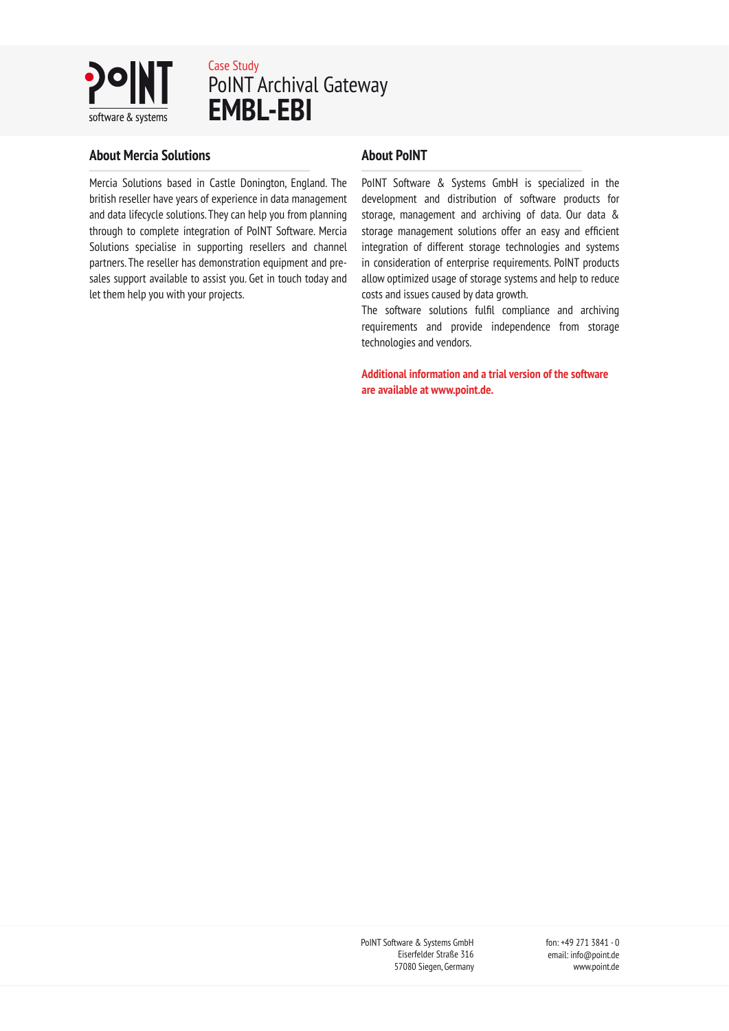PoINT software & systems

Case Study

PoINT Archival Gateway

# EMBL-EBI

## About Mercia Solutions

Mercia Solutions based in Castle Donington, England. The british reseller have years of experience in data management and data lifecycle solutions. They can help you from planning through to complete integration of PoINT Software. Mercia Solutions specialise in supporting resellers and channel partners. The reseller has demonstration equipment and pre-sales support available to assist you. Get in touch today and let them help you with your projects.

## About PoINT

PoINT Software & Systems GmbH is specialized in the development and distribution of software products for storage, management and archiving of data. Our data & storage management solutions offer an easy and efficient integration of different storage technologies and systems in consideration of enterprise requirements. PoINT products allow optimized usage of storage systems and help to reduce costs and issues caused by data growth.

The software solutions fulfil compliance and archiving requirements and provide independence from storage technologies and vendors.

**Additional information and a trial version of the software are available at www.point.de.**

PoINT Software & Systems GmbH
Eiserfelder Straße 316
57080 Siegen, Germany

fon: +49 271 3841 - 0
email: info@point.de
www.point.de